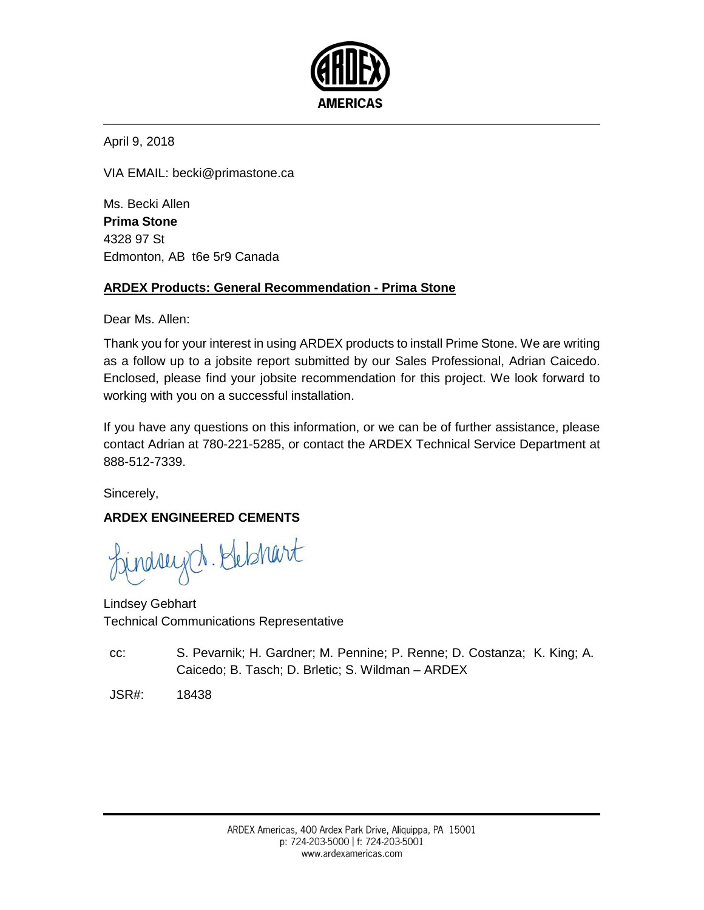AMERICAS

April 9, 2018

VIA EMAIL: becki@primastone.ca

Ms. Becki Allen  
**Prima Stone**  
4328 97 St  
Edmonton, AB  t6e 5r9 Canada

**ARDEX Products: General Recommendation - Prima Stone**

Dear Ms. Allen:

Thank you for your interest in using ARDEX products to install Prime Stone. We are writing as a follow up to a jobsite report submitted by our Sales Professional, Adrian Caicedo. Enclosed, please find your jobsite recommendation for this project. We look forward to working with you on a successful installation.

If you have any questions on this information, or we can be of further assistance, please contact Adrian at 780-221-5285, or contact the ARDEX Technical Service Department at 888-512-7339.

Sincerely,

**ARDEX ENGINEERED CEMENTS**

Lindsey Gebhart  
Technical Communications Representative

cc: S. Pevarnik; H. Gardner; M. Pennine; P. Renne; D. Costanza; K. King; A. Caicedo; B. Tasch; D. Brletic; S. Wildman – ARDEX

JSR#: 18438

ARDEX Americas, 400 Ardex Park Drive, Aliquippa, PA 15001  
p: 724-203-5000 | f: 724-203-5001  
www.ardexamericas.com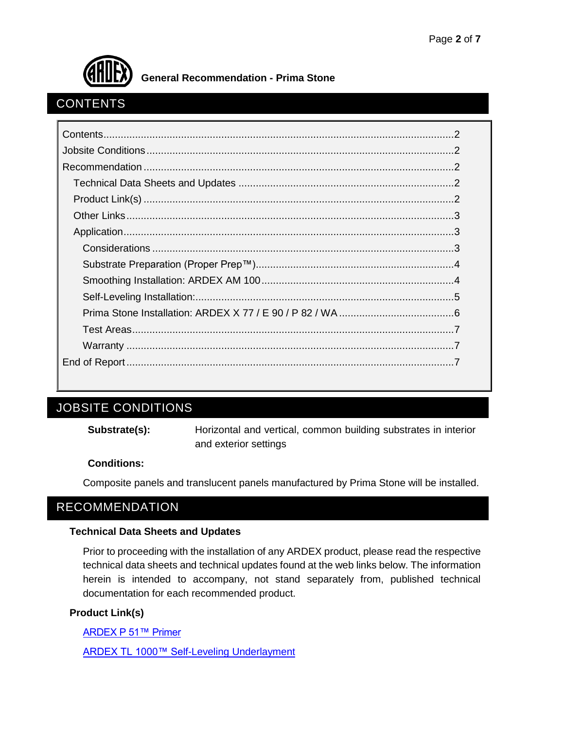**General Recommendation - Prima Stone**

## CONTENTS

Contents ........................................................................................................................ 2
Jobsite Conditions ......................................................................................................... 2
Recommendation .......................................................................................................... 2
  Technical Data Sheets and Updates .......................................................................... 2
  Product Link(s) ........................................................................................................... 2
  Other Links ................................................................................................................ 3
  Application ................................................................................................................. 3
    Considerations ........................................................................................................ 3
    Substrate Preparation (Proper Prep™) .................................................................... 4
    Smoothing Installation: ARDEX AM 100 .................................................................. 4
    Self-Leveling Installation: ......................................................................................... 5
    Prima Stone Installation: ARDEX X 77 / E 90 / P 82 / WA ........................................ 6
    Test Areas ............................................................................................................... 7
    Warranty ................................................................................................................. 7
End of Report ................................................................................................................ 7

## JOBSITE CONDITIONS

**Substrate(s):** Horizontal and vertical, common building substrates in interior and exterior settings

**Conditions:**

Composite panels and translucent panels manufactured by Prima Stone will be installed.

## RECOMMENDATION

### Technical Data Sheets and Updates

Prior to proceeding with the installation of any ARDEX product, please read the respective technical data sheets and technical updates found at the web links below. The information herein is intended to accompany, not stand separately from, published technical documentation for each recommended product.

### Product Link(s)

ARDEX P 51™ Primer

ARDEX TL 1000™ Self-Leveling Underlayment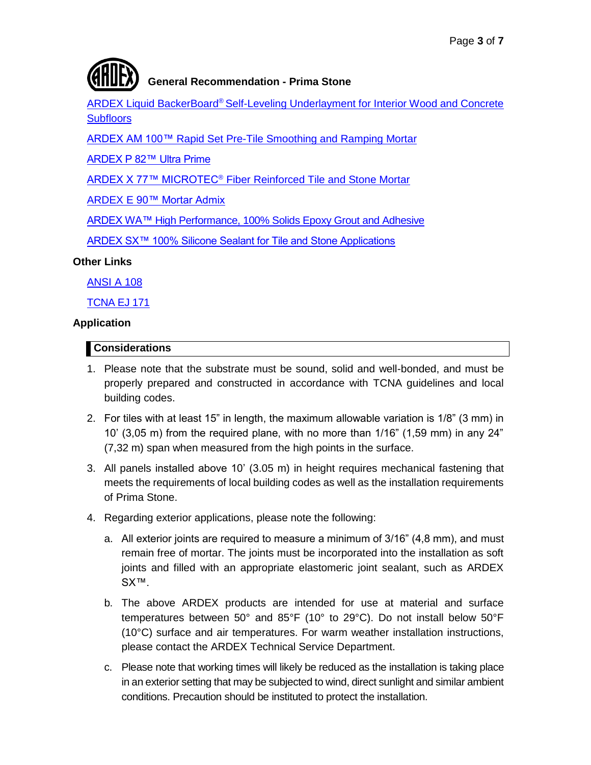**General Recommendation - Prima Stone**

ARDEX Liquid BackerBoard® Self-Leveling Underlayment for Interior Wood and Concrete Subfloors

ARDEX AM 100™ Rapid Set Pre-Tile Smoothing and Ramping Mortar

ARDEX P 82™ Ultra Prime

ARDEX X 77™ MICROTEC® Fiber Reinforced Tile and Stone Mortar

ARDEX E 90™ Mortar Admix

ARDEX WA™ High Performance, 100% Solids Epoxy Grout and Adhesive

ARDEX SX™ 100% Silicone Sealant for Tile and Stone Applications

## Other Links

ANSI A 108

TCNA EJ 171

## Application

### Considerations

1. Please note that the substrate must be sound, solid and well-bonded, and must be properly prepared and constructed in accordance with TCNA guidelines and local building codes.
2. For tiles with at least 15" in length, the maximum allowable variation is 1/8" (3 mm) in 10' (3,05 m) from the required plane, with no more than 1/16" (1,59 mm) in any 24" (7,32 m) span when measured from the high points in the surface.
3. All panels installed above 10' (3.05 m) in height requires mechanical fastening that meets the requirements of local building codes as well as the installation requirements of Prima Stone.
4. Regarding exterior applications, please note the following:
   a. All exterior joints are required to measure a minimum of 3/16" (4,8 mm), and must remain free of mortar. The joints must be incorporated into the installation as soft joints and filled with an appropriate elastomeric joint sealant, such as ARDEX SX™.
   b. The above ARDEX products are intended for use at material and surface temperatures between 50° and 85°F (10° to 29°C). Do not install below 50°F (10°C) surface and air temperatures. For warm weather installation instructions, please contact the ARDEX Technical Service Department.
   c. Please note that working times will likely be reduced as the installation is taking place in an exterior setting that may be subjected to wind, direct sunlight and similar ambient conditions. Precaution should be instituted to protect the installation.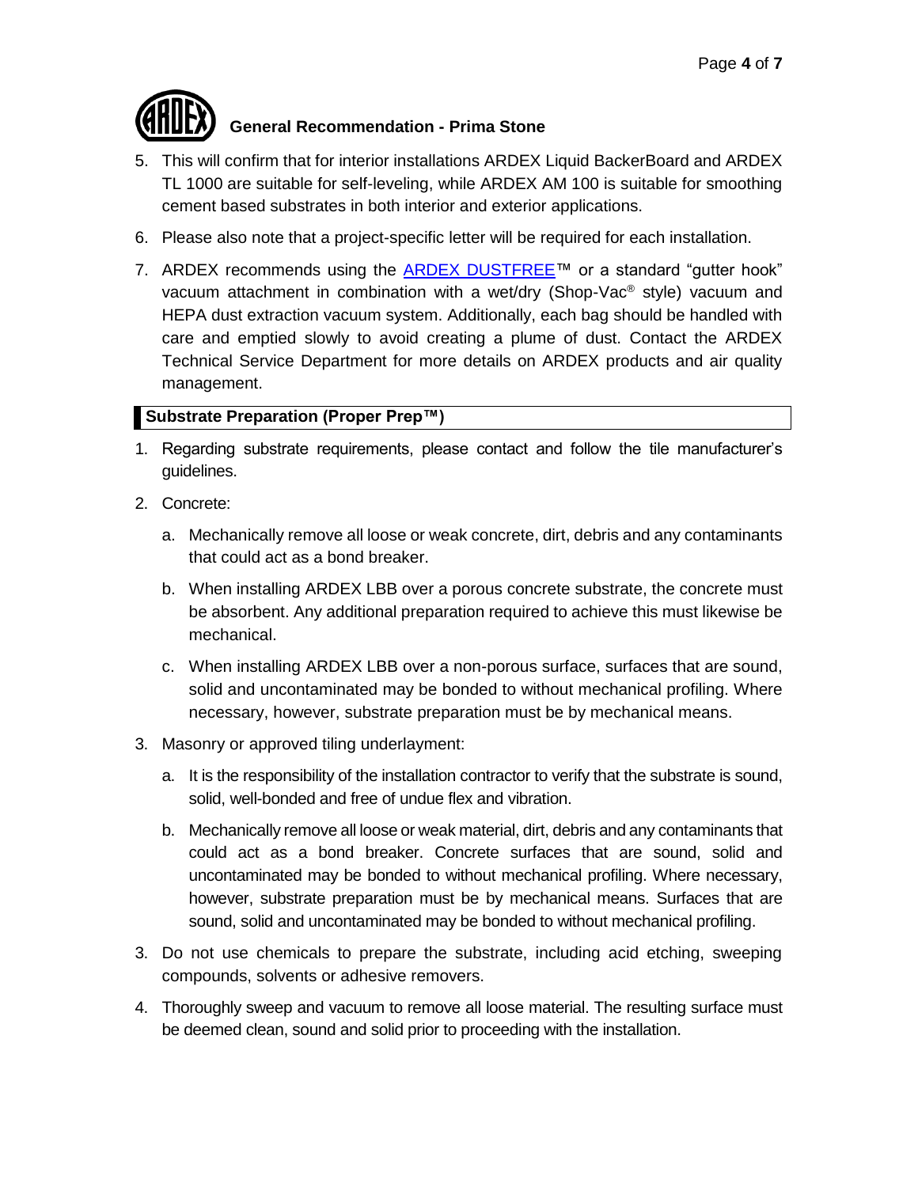## General Recommendation - Prima Stone

5. This will confirm that for interior installations ARDEX Liquid BackerBoard and ARDEX TL 1000 are suitable for self-leveling, while ARDEX AM 100 is suitable for smoothing cement based substrates in both interior and exterior applications.
6. Please also note that a project-specific letter will be required for each installation.
7. ARDEX recommends using the ARDEX DUSTFREE™ or a standard "gutter hook" vacuum attachment in combination with a wet/dry (Shop-Vac® style) vacuum and HEPA dust extraction vacuum system. Additionally, each bag should be handled with care and emptied slowly to avoid creating a plume of dust. Contact the ARDEX Technical Service Department for more details on ARDEX products and air quality management.

## Substrate Preparation (Proper Prep™)

1. Regarding substrate requirements, please contact and follow the tile manufacturer's guidelines.
2. Concrete:
   a. Mechanically remove all loose or weak concrete, dirt, debris and any contaminants that could act as a bond breaker.
   b. When installing ARDEX LBB over a porous concrete substrate, the concrete must be absorbent. Any additional preparation required to achieve this must likewise be mechanical.
   c. When installing ARDEX LBB over a non-porous surface, surfaces that are sound, solid and uncontaminated may be bonded to without mechanical profiling. Where necessary, however, substrate preparation must be by mechanical means.
3. Masonry or approved tiling underlayment:
   a. It is the responsibility of the installation contractor to verify that the substrate is sound, solid, well-bonded and free of undue flex and vibration.
   b. Mechanically remove all loose or weak material, dirt, debris and any contaminants that could act as a bond breaker. Concrete surfaces that are sound, solid and uncontaminated may be bonded to without mechanical profiling. Where necessary, however, substrate preparation must be by mechanical means. Surfaces that are sound, solid and uncontaminated may be bonded to without mechanical profiling.
3. Do not use chemicals to prepare the substrate, including acid etching, sweeping compounds, solvents or adhesive removers.
4. Thoroughly sweep and vacuum to remove all loose material. The resulting surface must be deemed clean, sound and solid prior to proceeding with the installation.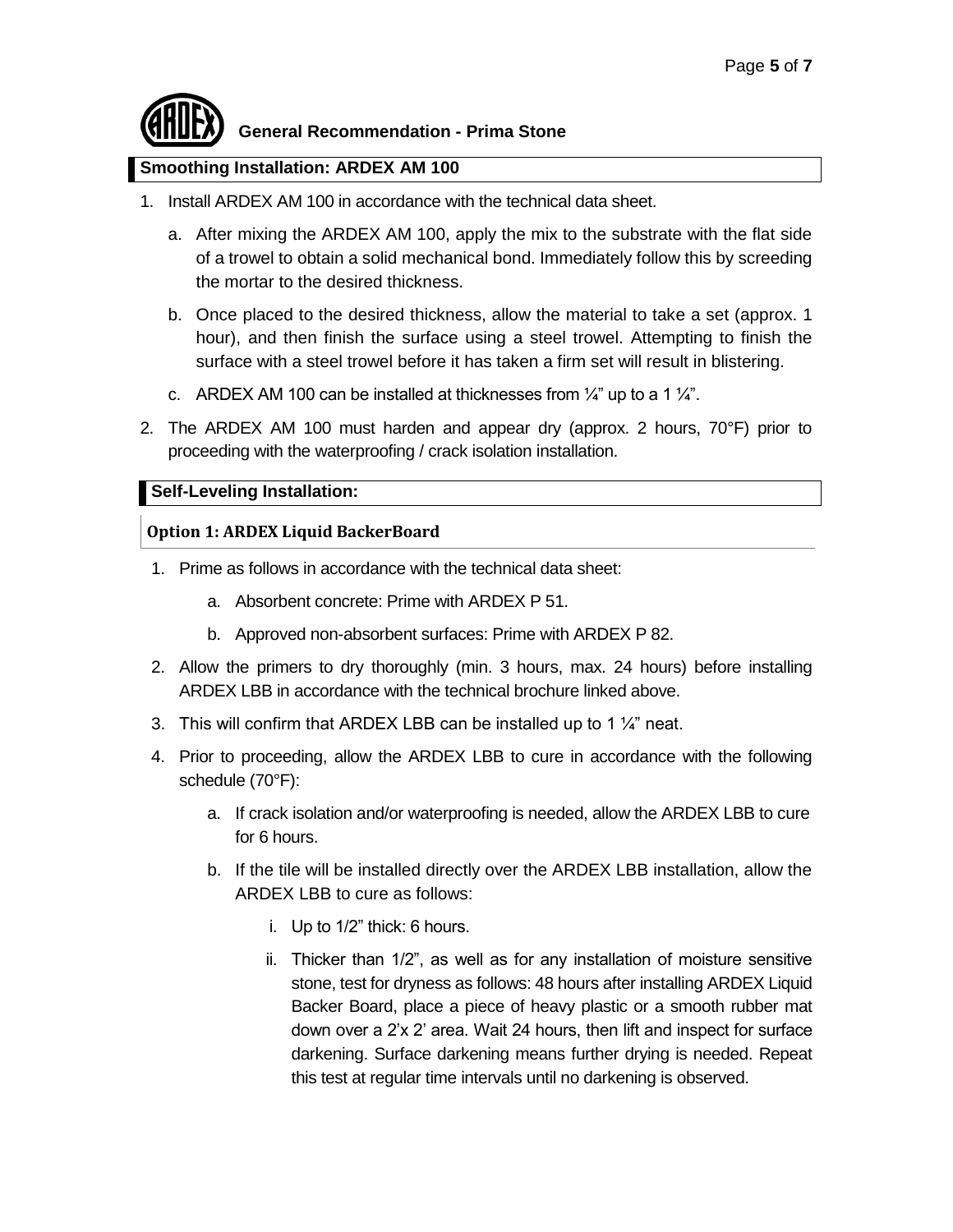## General Recommendation - Prima Stone

### Smoothing Installation: ARDEX AM 100

1. Install ARDEX AM 100 in accordance with the technical data sheet.
   a. After mixing the ARDEX AM 100, apply the mix to the substrate with the flat side of a trowel to obtain a solid mechanical bond. Immediately follow this by screeding the mortar to the desired thickness.
   b. Once placed to the desired thickness, allow the material to take a set (approx. 1 hour), and then finish the surface using a steel trowel. Attempting to finish the surface with a steel trowel before it has taken a firm set will result in blistering.
   c. ARDEX AM 100 can be installed at thicknesses from ¼" up to a 1 ¼".
2. The ARDEX AM 100 must harden and appear dry (approx. 2 hours, 70°F) prior to proceeding with the waterproofing / crack isolation installation.

### Self-Leveling Installation:

#### Option 1: ARDEX Liquid BackerBoard

1. Prime as follows in accordance with the technical data sheet:
   a. Absorbent concrete: Prime with ARDEX P 51.
   b. Approved non-absorbent surfaces: Prime with ARDEX P 82.
2. Allow the primers to dry thoroughly (min. 3 hours, max. 24 hours) before installing ARDEX LBB in accordance with the technical brochure linked above.
3. This will confirm that ARDEX LBB can be installed up to 1 ¼" neat.
4. Prior to proceeding, allow the ARDEX LBB to cure in accordance with the following schedule (70°F):
   a. If crack isolation and/or waterproofing is needed, allow the ARDEX LBB to cure for 6 hours.
   b. If the tile will be installed directly over the ARDEX LBB installation, allow the ARDEX LBB to cure as follows:
      i. Up to 1/2" thick: 6 hours.
      ii. Thicker than 1/2", as well as for any installation of moisture sensitive stone, test for dryness as follows: 48 hours after installing ARDEX Liquid Backer Board, place a piece of heavy plastic or a smooth rubber mat down over a 2'x 2' area. Wait 24 hours, then lift and inspect for surface darkening. Surface darkening means further drying is needed. Repeat this test at regular time intervals until no darkening is observed.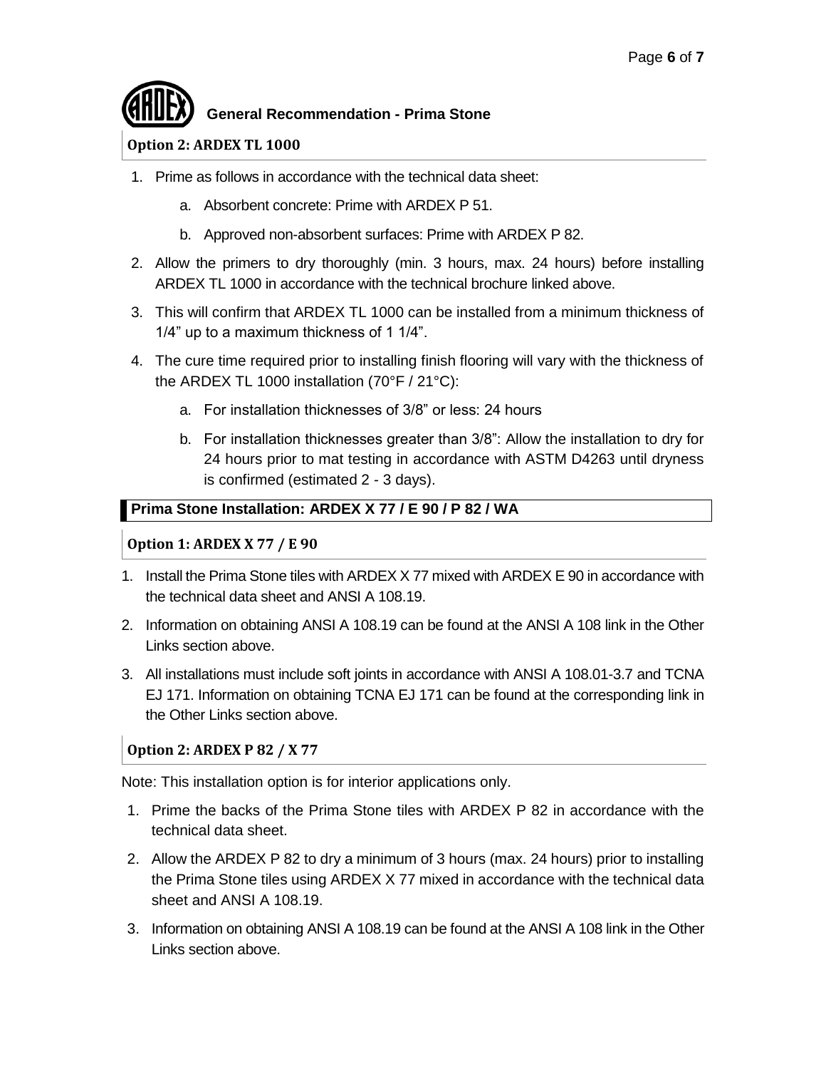**General Recommendation - Prima Stone**

#### Option 2: ARDEX TL 1000

1. Prime as follows in accordance with the technical data sheet:
   a. Absorbent concrete: Prime with ARDEX P 51.
   b. Approved non-absorbent surfaces: Prime with ARDEX P 82.
2. Allow the primers to dry thoroughly (min. 3 hours, max. 24 hours) before installing ARDEX TL 1000 in accordance with the technical brochure linked above.
3. This will confirm that ARDEX TL 1000 can be installed from a minimum thickness of 1/4" up to a maximum thickness of 1 1/4".
4. The cure time required prior to installing finish flooring will vary with the thickness of the ARDEX TL 1000 installation (70°F / 21°C):
   a. For installation thicknesses of 3/8" or less: 24 hours
   b. For installation thicknesses greater than 3/8": Allow the installation to dry for 24 hours prior to mat testing in accordance with ASTM D4263 until dryness is confirmed (estimated 2 - 3 days).

### Prima Stone Installation: ARDEX X 77 / E 90 / P 82 / WA

#### Option 1: ARDEX X 77 / E 90

1. Install the Prima Stone tiles with ARDEX X 77 mixed with ARDEX E 90 in accordance with the technical data sheet and ANSI A 108.19.
2. Information on obtaining ANSI A 108.19 can be found at the ANSI A 108 link in the Other Links section above.
3. All installations must include soft joints in accordance with ANSI A 108.01-3.7 and TCNA EJ 171. Information on obtaining TCNA EJ 171 can be found at the corresponding link in the Other Links section above.

#### Option 2: ARDEX P 82 / X 77

Note: This installation option is for interior applications only.

1. Prime the backs of the Prima Stone tiles with ARDEX P 82 in accordance with the technical data sheet.
2. Allow the ARDEX P 82 to dry a minimum of 3 hours (max. 24 hours) prior to installing the Prima Stone tiles using ARDEX X 77 mixed in accordance with the technical data sheet and ANSI A 108.19.
3. Information on obtaining ANSI A 108.19 can be found at the ANSI A 108 link in the Other Links section above.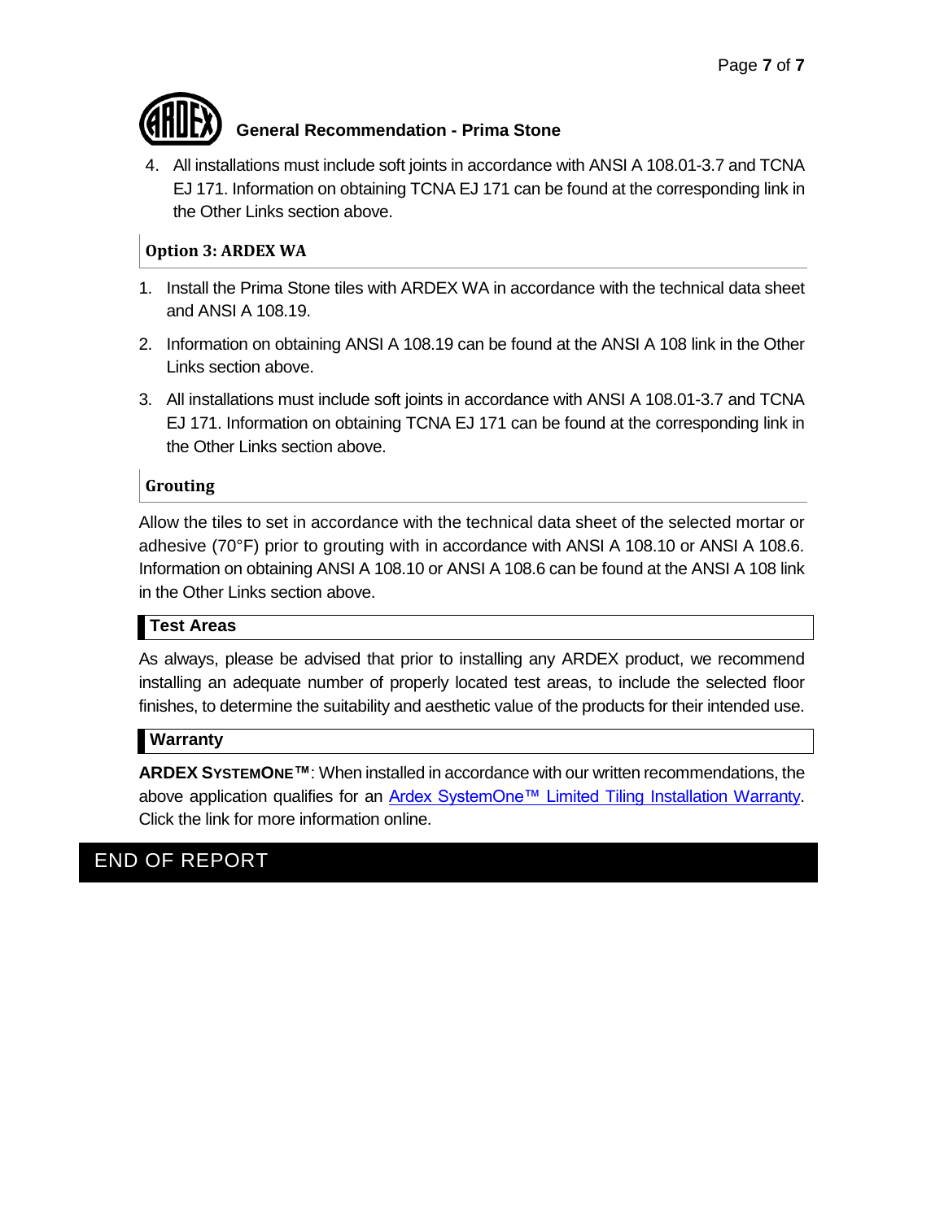4. All installations must include soft joints in accordance with ANSI A 108.01-3.7 and TCNA EJ 171. Information on obtaining TCNA EJ 171 can be found at the corresponding link in the Other Links section above.

### Option 3: ARDEX WA

1. Install the Prima Stone tiles with ARDEX WA in accordance with the technical data sheet and ANSI A 108.19.
2. Information on obtaining ANSI A 108.19 can be found at the ANSI A 108 link in the Other Links section above.
3. All installations must include soft joints in accordance with ANSI A 108.01-3.7 and TCNA EJ 171. Information on obtaining TCNA EJ 171 can be found at the corresponding link in the Other Links section above.

### Grouting

Allow the tiles to set in accordance with the technical data sheet of the selected mortar or adhesive (70°F) prior to grouting with in accordance with ANSI A 108.10 or ANSI A 108.6. Information on obtaining ANSI A 108.10 or ANSI A 108.6 can be found at the ANSI A 108 link in the Other Links section above.

## Test Areas

As always, please be advised that prior to installing any ARDEX product, we recommend installing an adequate number of properly located test areas, to include the selected floor finishes, to determine the suitability and aesthetic value of the products for their intended use.

## Warranty

**ARDEX SYSTEMONE™**: When installed in accordance with our written recommendations, the above application qualifies for an Ardex SystemOne™ Limited Tiling Installation Warranty. Click the link for more information online.

## END OF REPORT